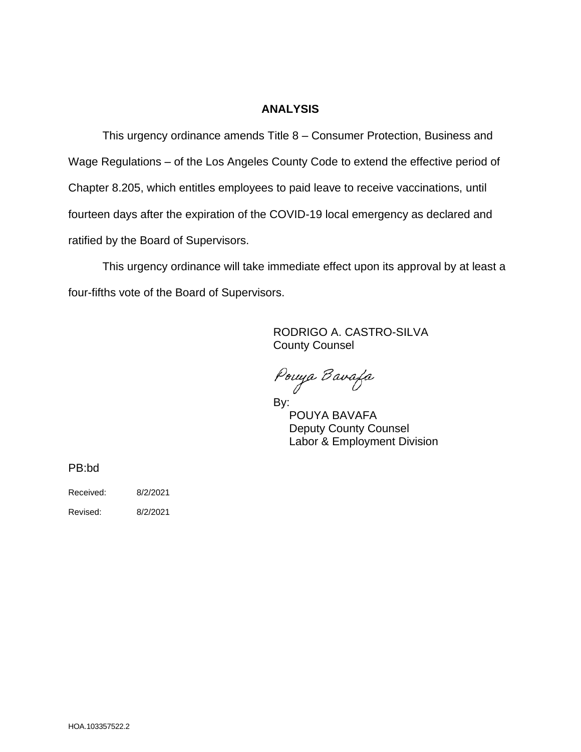# ANALYSIS

This urgency ordinance amends Title 8 – Consumer Protection, Business and Wage Regulations – of the Los Angeles County Code to extend the effective period of Chapter 8.205, which entitles employees to paid leave to receive vaccinations, until fourteen days after the expiration of the COVID-19 local emergency as declared and ratified by the Board of Supervisors.

This urgency ordinance will take immediate effect upon its approval by at least a four-fifths vote of the Board of Supervisors.

RODRIGO A. CASTRO-SILVA
County Counsel

Pouya Bavafa

By:
POUYA BAVAFA
Deputy County Counsel
Labor & Employment Division

PB:bd

Received: 8/2/2021

Revised: 8/2/2021

HOA.103357522.2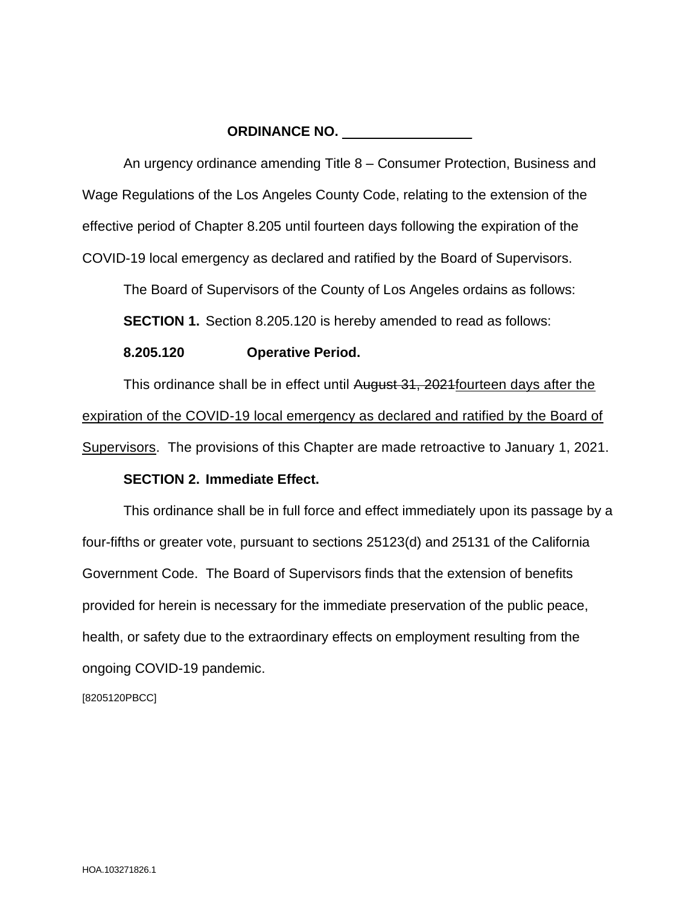**ORDINANCE NO. \_\_\_\_\_\_\_\_\_\_\_\_\_\_\_\_\_\_**

An urgency ordinance amending Title 8 – Consumer Protection, Business and Wage Regulations of the Los Angeles County Code, relating to the extension of the effective period of Chapter 8.205 until fourteen days following the expiration of the COVID-19 local emergency as declared and ratified by the Board of Supervisors.

The Board of Supervisors of the County of Los Angeles ordains as follows:

**SECTION 1.** Section 8.205.120 is hereby amended to read as follows:

**8.205.120 Operative Period.**

This ordinance shall be in effect until ~~August 31, 2021~~<u>fourteen days after the expiration of the COVID-19 local emergency as declared and ratified by the Board of Supervisors</u>. The provisions of this Chapter are made retroactive to January 1, 2021.

**SECTION 2. Immediate Effect.**

This ordinance shall be in full force and effect immediately upon its passage by a four-fifths or greater vote, pursuant to sections 25123(d) and 25131 of the California Government Code. The Board of Supervisors finds that the extension of benefits provided for herein is necessary for the immediate preservation of the public peace, health, or safety due to the extraordinary effects on employment resulting from the ongoing COVID-19 pandemic.

[8205120PBCC]

HOA.103271826.1